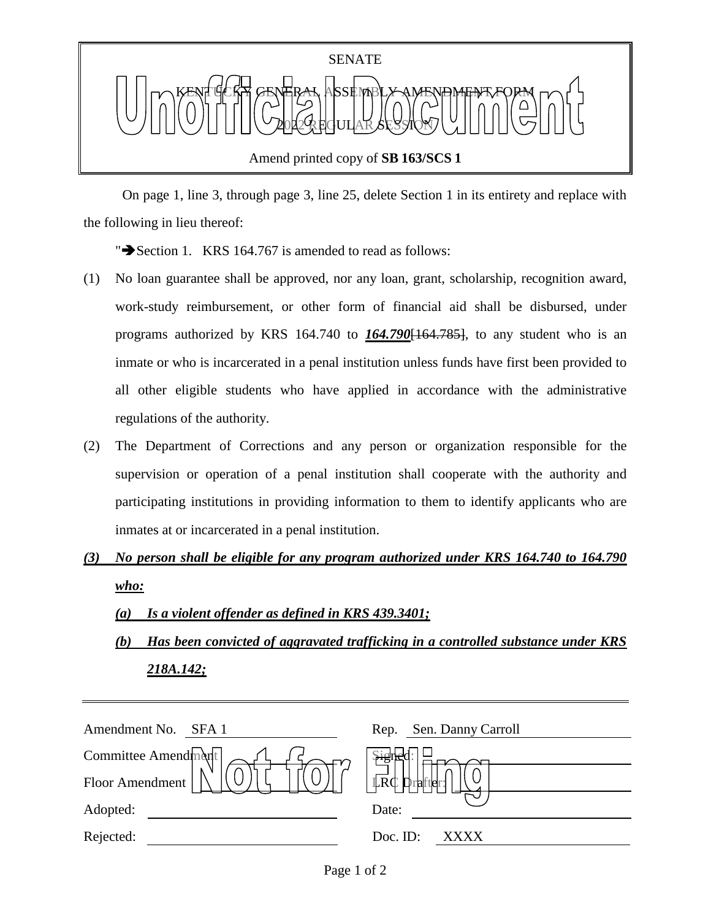SENATE

KENTUCKY GENERAL ASSEMBLY AMENDMENT FORM

2022 REGULAR SESSION

Amend printed copy of **SB 163/SCS 1**

Unofficial Document

On page 1, line 3, through page 3, line 25, delete Section 1 in its entirety and replace with the following in lieu thereof:

"➔Section 1. KRS 164.767 is amended to read as follows:

(1) No loan guarantee shall be approved, nor any loan, grant, scholarship, recognition award, work-study reimbursement, or other form of financial aid shall be disbursed, under programs authorized by KRS 164.740 to ***164.790***~~[164.785]~~, to any student who is an inmate or who is incarcerated in a penal institution unless funds have first been provided to all other eligible students who have applied in accordance with the administrative regulations of the authority.

(2) The Department of Corrections and any person or organization responsible for the supervision or operation of a penal institution shall cooperate with the authority and participating institutions in providing information to them to identify applicants who are inmates at or incarcerated in a penal institution.

***(3) No person shall be eligible for any program authorized under KRS 164.740 to 164.790 who:***

***(a) Is a violent offender as defined in KRS 439.3401;***

***(b) Has been convicted of aggravated trafficking in a controlled substance under KRS 218A.142;***

| | | | |
|---|---|---|---|
| Amendment No. | SFA 1 | Rep. | Sen. Danny Carroll |
| Committee Amendment | | Signed: | |
| Floor Amendment | | LRC Drafter: | |
| Adopted: | | Date: | |
| Rejected: | | Doc. ID: | XXXX |

Not for Filing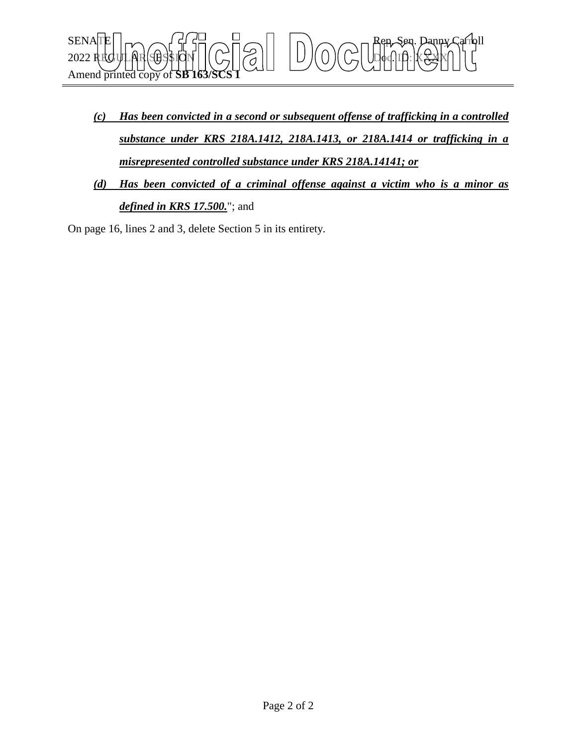*(c)* ***Has been convicted in a second or subsequent offense of trafficking in a controlled substance under KRS 218A.1412, 218A.1413, or 218A.1414 or trafficking in a misrepresented controlled substance under KRS 218A.14141; or***

*(d)* ***Has been convicted of a criminal offense against a victim who is a minor as defined in KRS 17.500.***"; and

On page 16, lines 2 and 3, delete Section 5 in its entirety.